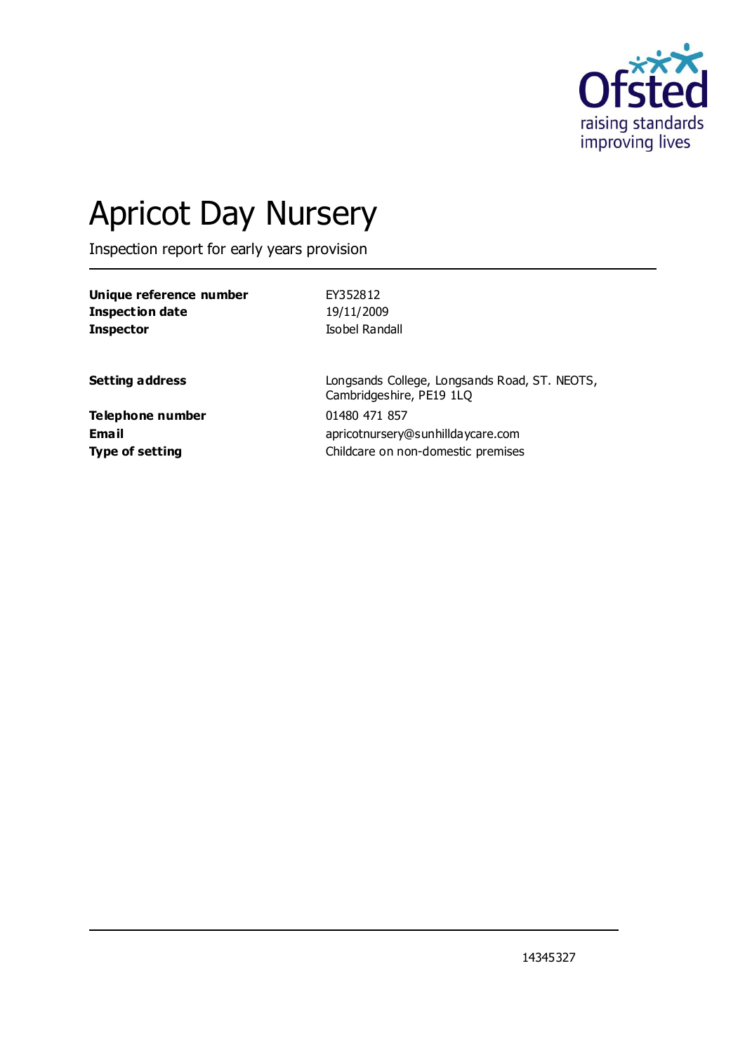Ofsted

raising standards
improving lives

# Apricot Day Nursery

Inspection report for early years provision

| | |
|---|---|
| **Unique reference number** | EY352812 |
| **Inspection date** | 19/11/2009 |
| **Inspector** | Isobel Randall |

| | |
|---|---|
| **Setting address** | Longsands College, Longsands Road, ST. NEOTS, Cambridgeshire, PE19 1LQ |
| **Telephone number** | 01480 471 857 |
| **Email** | apricotnursery@sunhilldaycare.com |
| **Type of setting** | Childcare on non-domestic premises |

14345327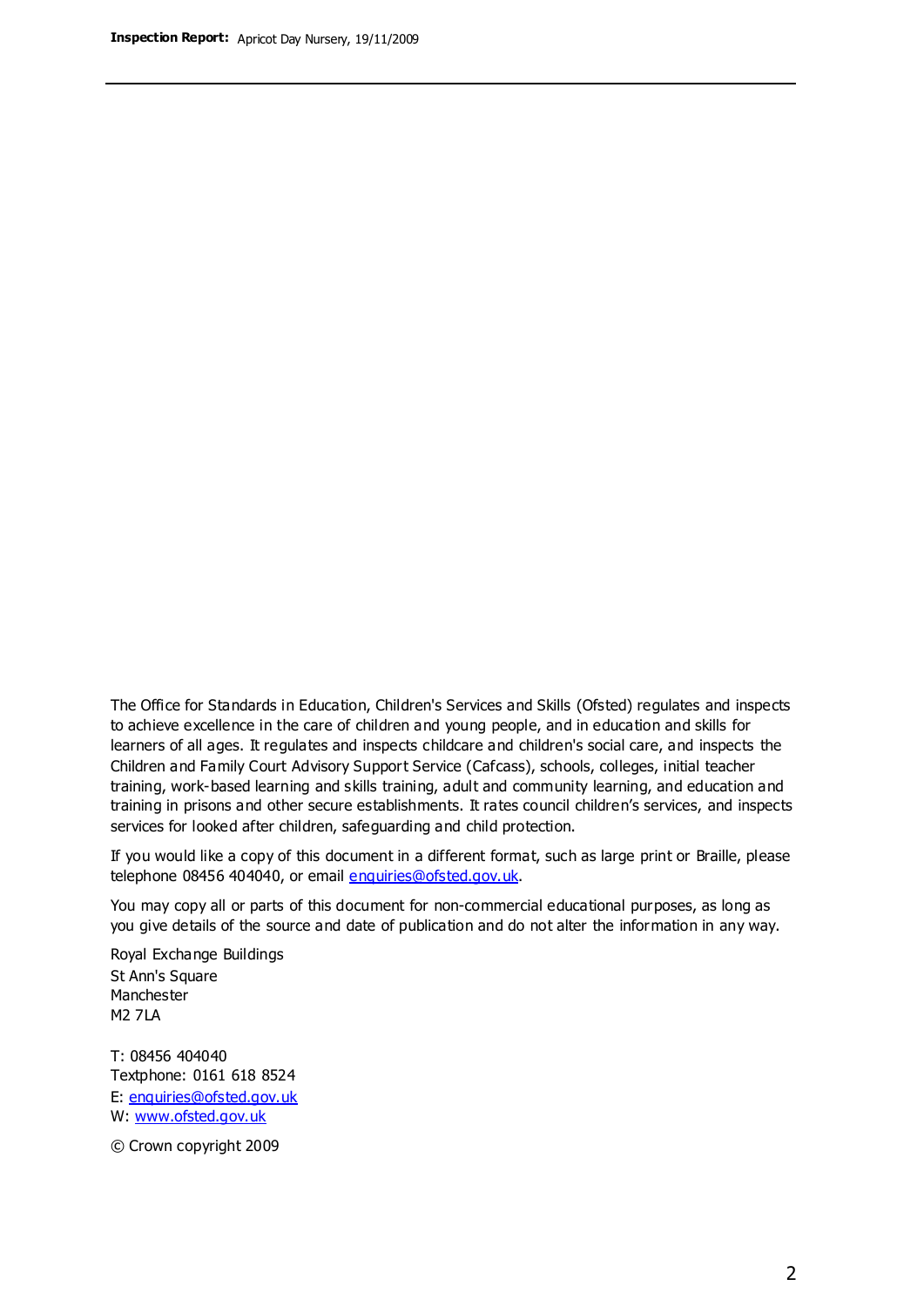The Office for Standards in Education, Children's Services and Skills (Ofsted) regulates and inspects to achieve excellence in the care of children and young people, and in education and skills for learners of all ages. It regulates and inspects childcare and children's social care, and inspects the Children and Family Court Advisory Support Service (Cafcass), schools, colleges, initial teacher training, work-based learning and skills training, adult and community learning, and education and training in prisons and other secure establishments. It rates council children's services, and inspects services for looked after children, safeguarding and child protection.

If you would like a copy of this document in a different format, such as large print or Braille, please telephone 08456 404040, or email enquiries@ofsted.gov.uk.

You may copy all or parts of this document for non-commercial educational purposes, as long as you give details of the source and date of publication and do not alter the information in any way.

Royal Exchange Buildings
St Ann's Square
Manchester
M2 7LA

T: 08456 404040
Textphone: 0161 618 8524
E: enquiries@ofsted.gov.uk
W: www.ofsted.gov.uk

© Crown copyright 2009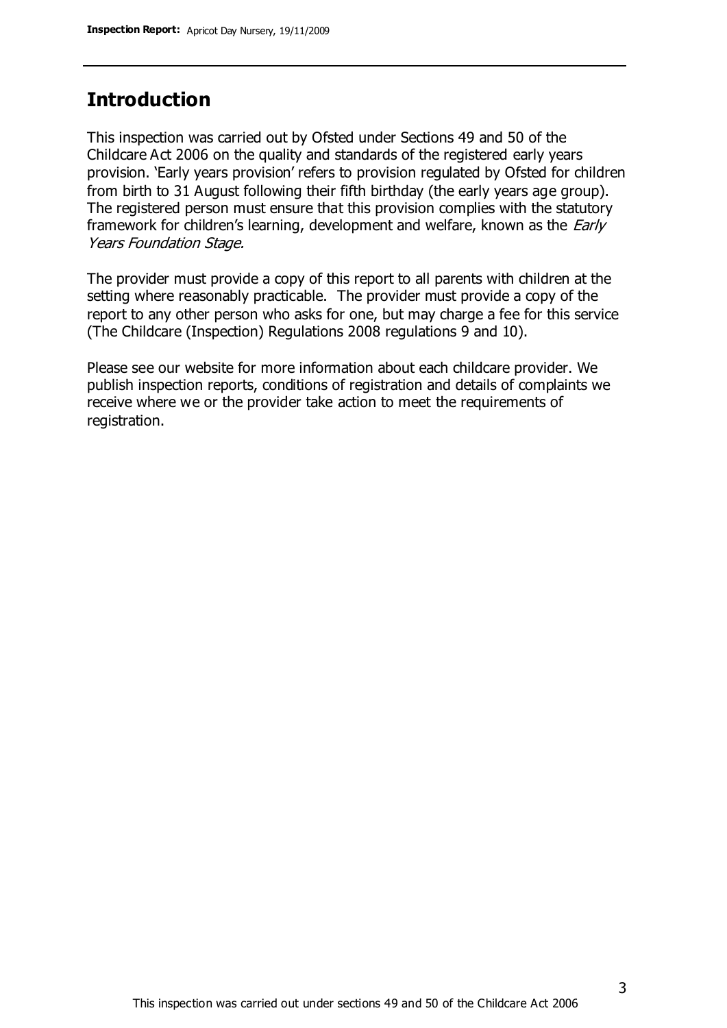## Introduction

This inspection was carried out by Ofsted under Sections 49 and 50 of the Childcare Act 2006 on the quality and standards of the registered early years provision. 'Early years provision' refers to provision regulated by Ofsted for children from birth to 31 August following their fifth birthday (the early years age group). The registered person must ensure that this provision complies with the statutory framework for children's learning, development and welfare, known as the *Early Years Foundation Stage*.

The provider must provide a copy of this report to all parents with children at the setting where reasonably practicable. The provider must provide a copy of the report to any other person who asks for one, but may charge a fee for this service (The Childcare (Inspection) Regulations 2008 regulations 9 and 10).

Please see our website for more information about each childcare provider. We publish inspection reports, conditions of registration and details of complaints we receive where we or the provider take action to meet the requirements of registration.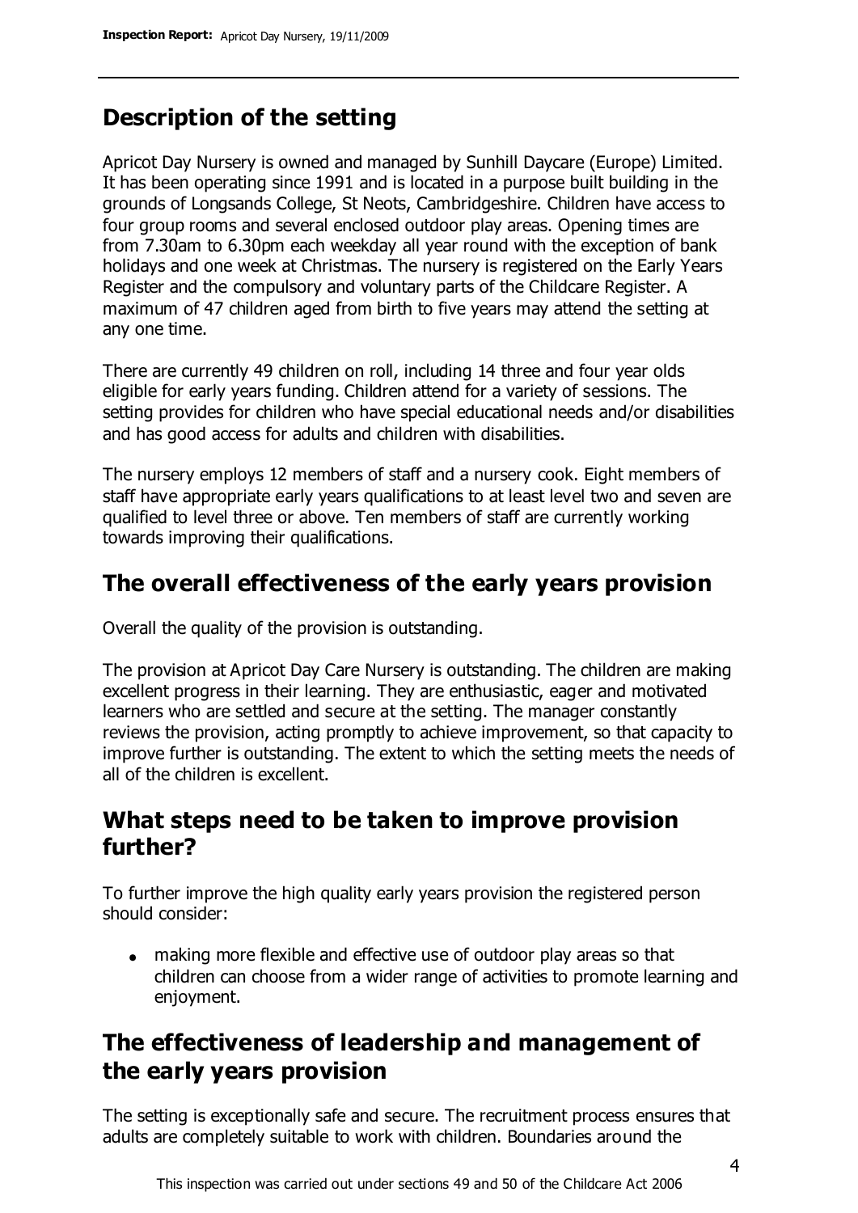## Description of the setting

Apricot Day Nursery is owned and managed by Sunhill Daycare (Europe) Limited. It has been operating since 1991 and is located in a purpose built building in the grounds of Longsands College, St Neots, Cambridgeshire. Children have access to four group rooms and several enclosed outdoor play areas. Opening times are from 7.30am to 6.30pm each weekday all year round with the exception of bank holidays and one week at Christmas. The nursery is registered on the Early Years Register and the compulsory and voluntary parts of the Childcare Register. A maximum of 47 children aged from birth to five years may attend the setting at any one time.

There are currently 49 children on roll, including 14 three and four year olds eligible for early years funding. Children attend for a variety of sessions. The setting provides for children who have special educational needs and/or disabilities and has good access for adults and children with disabilities.

The nursery employs 12 members of staff and a nursery cook. Eight members of staff have appropriate early years qualifications to at least level two and seven are qualified to level three or above. Ten members of staff are currently working towards improving their qualifications.

## The overall effectiveness of the early years provision

Overall the quality of the provision is outstanding.

The provision at Apricot Day Care Nursery is outstanding. The children are making excellent progress in their learning. They are enthusiastic, eager and motivated learners who are settled and secure at the setting. The manager constantly reviews the provision, acting promptly to achieve improvement, so that capacity to improve further is outstanding. The extent to which the setting meets the needs of all of the children is excellent.

## What steps need to be taken to improve provision further?

To further improve the high quality early years provision the registered person should consider:

- making more flexible and effective use of outdoor play areas so that children can choose from a wider range of activities to promote learning and enjoyment.

## The effectiveness of leadership and management of the early years provision

The setting is exceptionally safe and secure. The recruitment process ensures that adults are completely suitable to work with children. Boundaries around the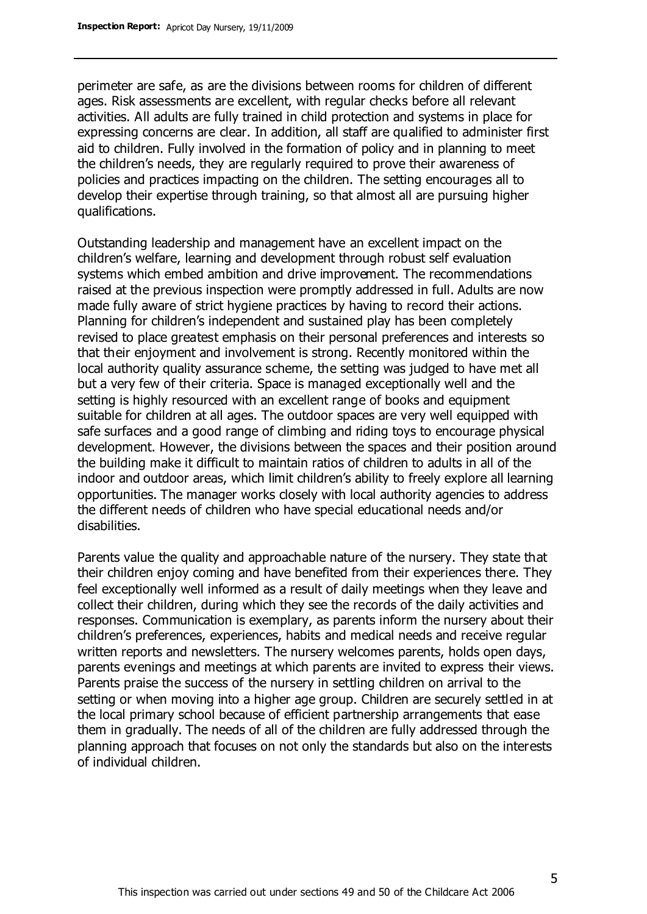perimeter are safe, as are the divisions between rooms for children of different ages. Risk assessments are excellent, with regular checks before all relevant activities. All adults are fully trained in child protection and systems in place for expressing concerns are clear. In addition, all staff are qualified to administer first aid to children. Fully involved in the formation of policy and in planning to meet the children's needs, they are regularly required to prove their awareness of policies and practices impacting on the children. The setting encourages all to develop their expertise through training, so that almost all are pursuing higher qualifications.

Outstanding leadership and management have an excellent impact on the children's welfare, learning and development through robust self evaluation systems which embed ambition and drive improvement. The recommendations raised at the previous inspection were promptly addressed in full. Adults are now made fully aware of strict hygiene practices by having to record their actions. Planning for children's independent and sustained play has been completely revised to place greatest emphasis on their personal preferences and interests so that their enjoyment and involvement is strong. Recently monitored within the local authority quality assurance scheme, the setting was judged to have met all but a very few of their criteria. Space is managed exceptionally well and the setting is highly resourced with an excellent range of books and equipment suitable for children at all ages. The outdoor spaces are very well equipped with safe surfaces and a good range of climbing and riding toys to encourage physical development. However, the divisions between the spaces and their position around the building make it difficult to maintain ratios of children to adults in all of the indoor and outdoor areas, which limit children's ability to freely explore all learning opportunities. The manager works closely with local authority agencies to address the different needs of children who have special educational needs and/or disabilities.

Parents value the quality and approachable nature of the nursery. They state that their children enjoy coming and have benefited from their experiences there. They feel exceptionally well informed as a result of daily meetings when they leave and collect their children, during which they see the records of the daily activities and responses. Communication is exemplary, as parents inform the nursery about their children's preferences, experiences, habits and medical needs and receive regular written reports and newsletters. The nursery welcomes parents, holds open days, parents evenings and meetings at which parents are invited to express their views. Parents praise the success of the nursery in settling children on arrival to the setting or when moving into a higher age group. Children are securely settled in at the local primary school because of efficient partnership arrangements that ease them in gradually. The needs of all of the children are fully addressed through the planning approach that focuses on not only the standards but also on the interests of individual children.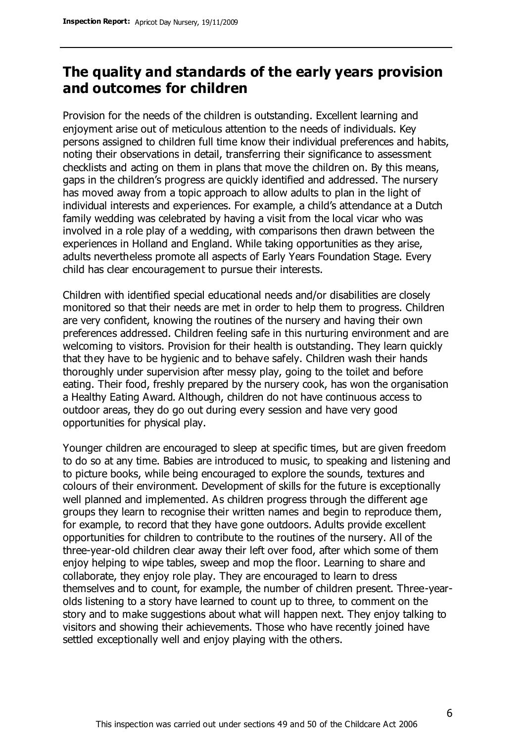## The quality and standards of the early years provision and outcomes for children

Provision for the needs of the children is outstanding. Excellent learning and enjoyment arise out of meticulous attention to the needs of individuals. Key persons assigned to children full time know their individual preferences and habits, noting their observations in detail, transferring their significance to assessment checklists and acting on them in plans that move the children on. By this means, gaps in the children's progress are quickly identified and addressed. The nursery has moved away from a topic approach to allow adults to plan in the light of individual interests and experiences. For example, a child's attendance at a Dutch family wedding was celebrated by having a visit from the local vicar who was involved in a role play of a wedding, with comparisons then drawn between the experiences in Holland and England. While taking opportunities as they arise, adults nevertheless promote all aspects of Early Years Foundation Stage. Every child has clear encouragement to pursue their interests.

Children with identified special educational needs and/or disabilities are closely monitored so that their needs are met in order to help them to progress. Children are very confident, knowing the routines of the nursery and having their own preferences addressed. Children feeling safe in this nurturing environment and are welcoming to visitors. Provision for their health is outstanding. They learn quickly that they have to be hygienic and to behave safely. Children wash their hands thoroughly under supervision after messy play, going to the toilet and before eating. Their food, freshly prepared by the nursery cook, has won the organisation a Healthy Eating Award. Although, children do not have continuous access to outdoor areas, they do go out during every session and have very good opportunities for physical play.

Younger children are encouraged to sleep at specific times, but are given freedom to do so at any time. Babies are introduced to music, to speaking and listening and to picture books, while being encouraged to explore the sounds, textures and colours of their environment. Development of skills for the future is exceptionally well planned and implemented. As children progress through the different age groups they learn to recognise their written names and begin to reproduce them, for example, to record that they have gone outdoors. Adults provide excellent opportunities for children to contribute to the routines of the nursery. All of the three-year-old children clear away their left over food, after which some of them enjoy helping to wipe tables, sweep and mop the floor. Learning to share and collaborate, they enjoy role play. They are encouraged to learn to dress themselves and to count, for example, the number of children present. Three-year-olds listening to a story have learned to count up to three, to comment on the story and to make suggestions about what will happen next. They enjoy talking to visitors and showing their achievements. Those who have recently joined have settled exceptionally well and enjoy playing with the others.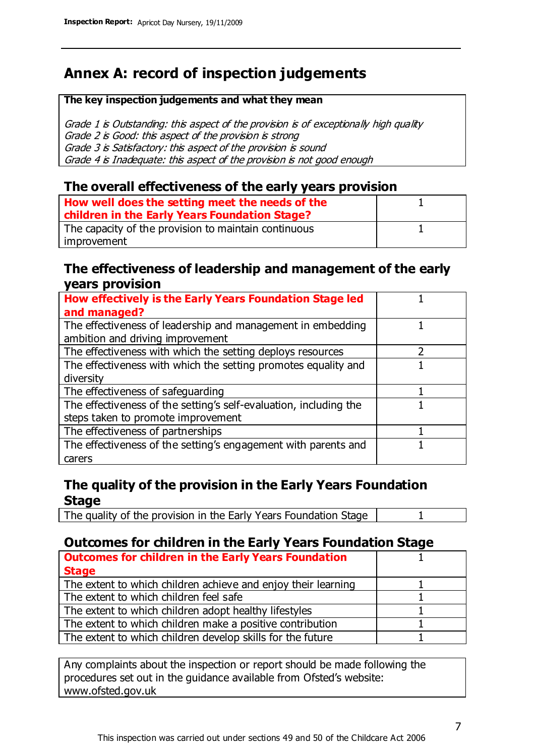# Annex A: record of inspection judgements

**The key inspection judgements and what they mean**

*Grade 1 is Outstanding: this aspect of the provision is of exceptionally high quality*
*Grade 2 is Good: this aspect of the provision is strong*
*Grade 3 is Satisfactory: this aspect of the provision is sound*
*Grade 4 is Inadequate: this aspect of the provision is not good enough*

## The overall effectiveness of the early years provision

| | |
|---|---|
| **How well does the setting meet the needs of the children in the Early Years Foundation Stage?** | 1 |
| The capacity of the provision to maintain continuous improvement | 1 |

## The effectiveness of leadership and management of the early years provision

| | |
|---|---|
| **How effectively is the Early Years Foundation Stage led and managed?** | 1 |
| The effectiveness of leadership and management in embedding ambition and driving improvement | 1 |
| The effectiveness with which the setting deploys resources | 2 |
| The effectiveness with which the setting promotes equality and diversity | 1 |
| The effectiveness of safeguarding | 1 |
| The effectiveness of the setting's self-evaluation, including the steps taken to promote improvement | 1 |
| The effectiveness of partnerships | 1 |
| The effectiveness of the setting's engagement with parents and carers | 1 |

## The quality of the provision in the Early Years Foundation Stage

| | |
|---|---|
| The quality of the provision in the Early Years Foundation Stage | 1 |

## Outcomes for children in the Early Years Foundation Stage

| | |
|---|---|
| **Outcomes for children in the Early Years Foundation Stage** | 1 |
| The extent to which children achieve and enjoy their learning | 1 |
| The extent to which children feel safe | 1 |
| The extent to which children adopt healthy lifestyles | 1 |
| The extent to which children make a positive contribution | 1 |
| The extent to which children develop skills for the future | 1 |

Any complaints about the inspection or report should be made following the procedures set out in the guidance available from Ofsted's website: www.ofsted.gov.uk